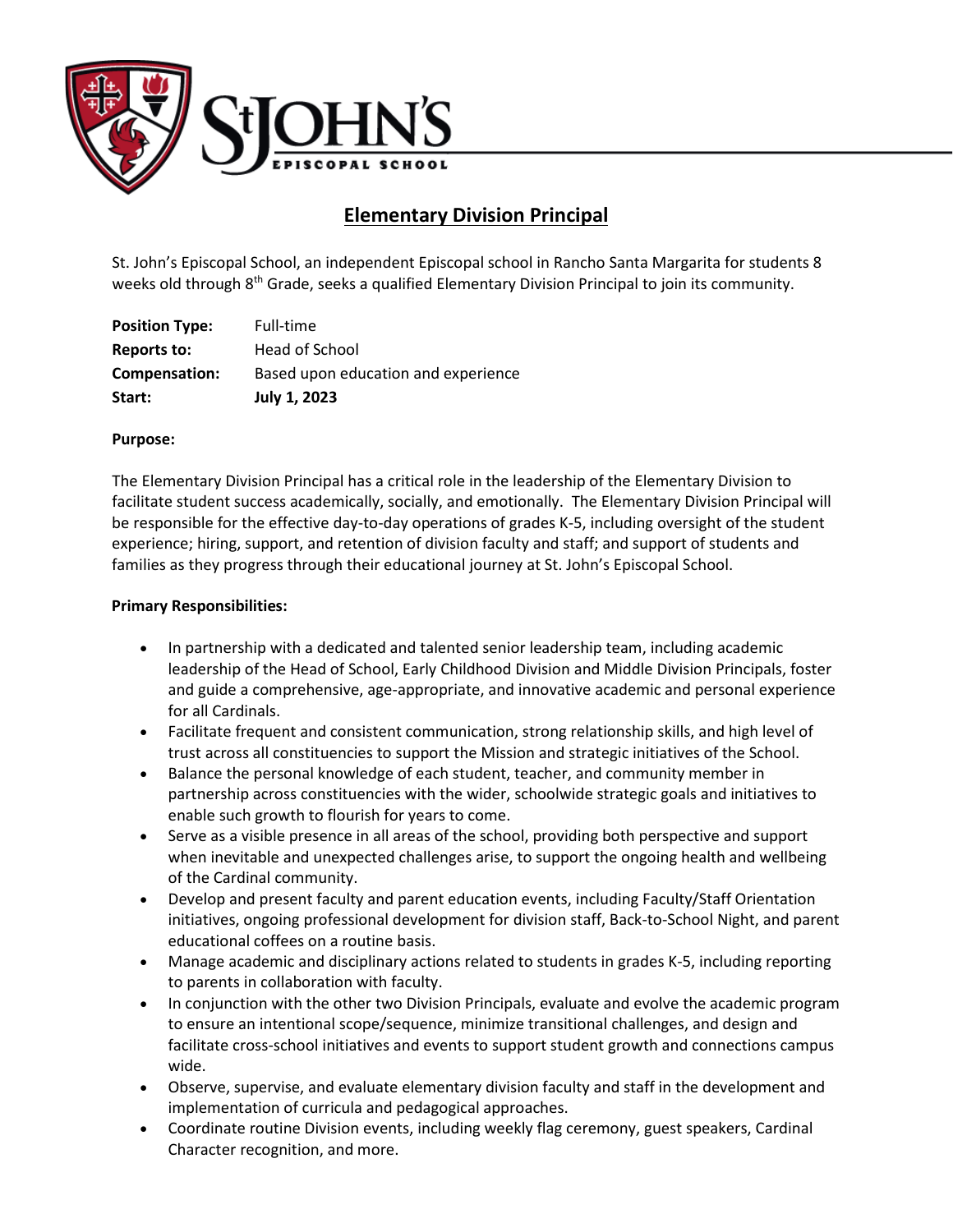St JOHN'S EPISCOPAL SCHOOL

# Elementary Division Principal

St. John's Episcopal School, an independent Episcopal school in Rancho Santa Margarita for students 8 weeks old through 8th Grade, seeks a qualified Elementary Division Principal to join its community.

**Position Type:** Full-time
**Reports to:** Head of School
**Compensation:** Based upon education and experience
**Start:** **July 1, 2023**

**Purpose:**

The Elementary Division Principal has a critical role in the leadership of the Elementary Division to facilitate student success academically, socially, and emotionally. The Elementary Division Principal will be responsible for the effective day-to-day operations of grades K-5, including oversight of the student experience; hiring, support, and retention of division faculty and staff; and support of students and families as they progress through their educational journey at St. John's Episcopal School.

**Primary Responsibilities:**

- In partnership with a dedicated and talented senior leadership team, including academic leadership of the Head of School, Early Childhood Division and Middle Division Principals, foster and guide a comprehensive, age-appropriate, and innovative academic and personal experience for all Cardinals.
- Facilitate frequent and consistent communication, strong relationship skills, and high level of trust across all constituencies to support the Mission and strategic initiatives of the School.
- Balance the personal knowledge of each student, teacher, and community member in partnership across constituencies with the wider, schoolwide strategic goals and initiatives to enable such growth to flourish for years to come.
- Serve as a visible presence in all areas of the school, providing both perspective and support when inevitable and unexpected challenges arise, to support the ongoing health and wellbeing of the Cardinal community.
- Develop and present faculty and parent education events, including Faculty/Staff Orientation initiatives, ongoing professional development for division staff, Back-to-School Night, and parent educational coffees on a routine basis.
- Manage academic and disciplinary actions related to students in grades K-5, including reporting to parents in collaboration with faculty.
- In conjunction with the other two Division Principals, evaluate and evolve the academic program to ensure an intentional scope/sequence, minimize transitional challenges, and design and facilitate cross-school initiatives and events to support student growth and connections campus wide.
- Observe, supervise, and evaluate elementary division faculty and staff in the development and implementation of curricula and pedagogical approaches.
- Coordinate routine Division events, including weekly flag ceremony, guest speakers, Cardinal Character recognition, and more.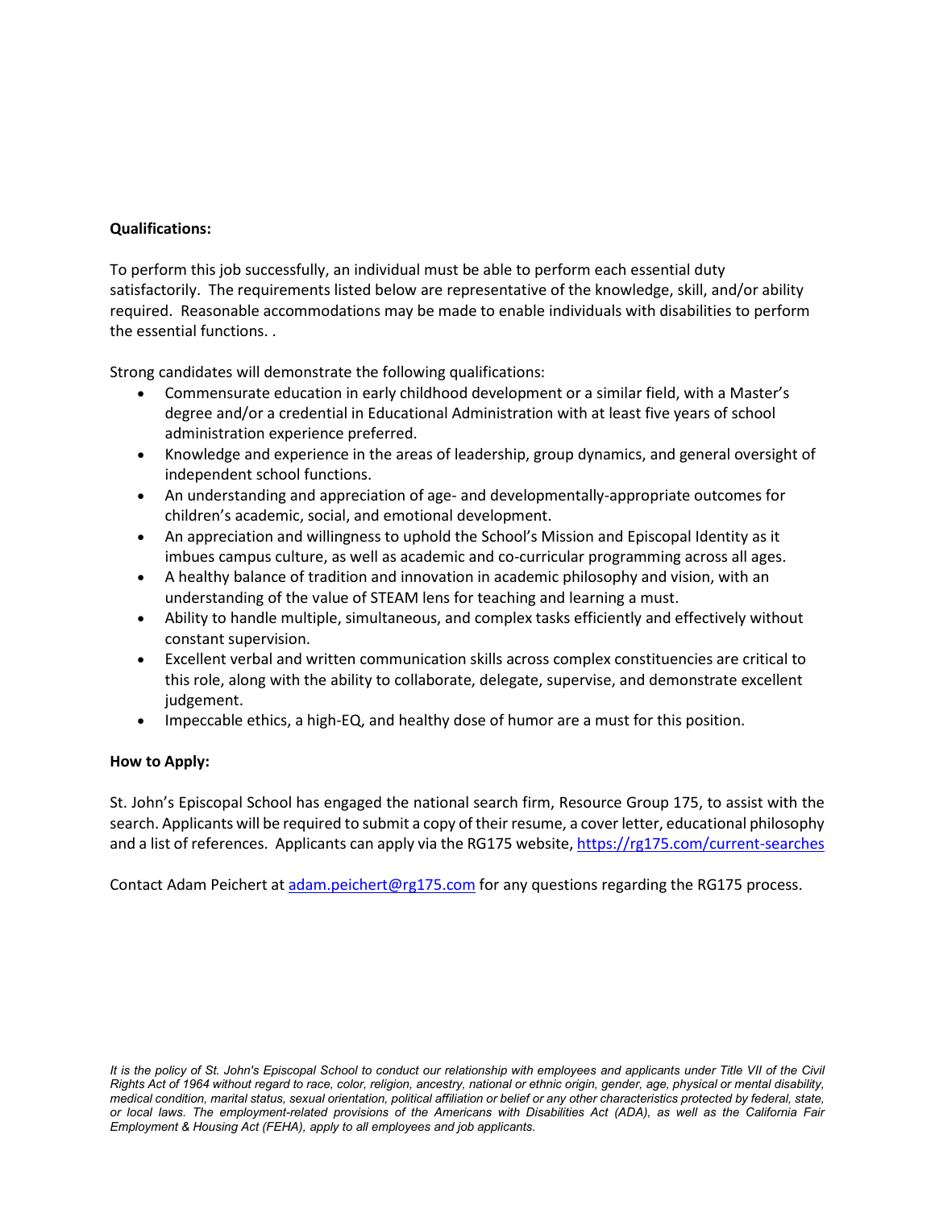**Qualifications:**

To perform this job successfully, an individual must be able to perform each essential duty satisfactorily. The requirements listed below are representative of the knowledge, skill, and/or ability required. Reasonable accommodations may be made to enable individuals with disabilities to perform the essential functions. .

Strong candidates will demonstrate the following qualifications:

- Commensurate education in early childhood development or a similar field, with a Master's degree and/or a credential in Educational Administration with at least five years of school administration experience preferred.
- Knowledge and experience in the areas of leadership, group dynamics, and general oversight of independent school functions.
- An understanding and appreciation of age- and developmentally-appropriate outcomes for children's academic, social, and emotional development.
- An appreciation and willingness to uphold the School's Mission and Episcopal Identity as it imbues campus culture, as well as academic and co-curricular programming across all ages.
- A healthy balance of tradition and innovation in academic philosophy and vision, with an understanding of the value of STEAM lens for teaching and learning a must.
- Ability to handle multiple, simultaneous, and complex tasks efficiently and effectively without constant supervision.
- Excellent verbal and written communication skills across complex constituencies are critical to this role, along with the ability to collaborate, delegate, supervise, and demonstrate excellent judgement.
- Impeccable ethics, a high-EQ, and healthy dose of humor are a must for this position.

**How to Apply:**

St. John's Episcopal School has engaged the national search firm, Resource Group 175, to assist with the search. Applicants will be required to submit a copy of their resume, a cover letter, educational philosophy and a list of references. Applicants can apply via the RG175 website, https://rg175.com/current-searches

Contact Adam Peichert at adam.peichert@rg175.com for any questions regarding the RG175 process.

*It is the policy of St. John's Episcopal School to conduct our relationship with employees and applicants under Title VII of the Civil Rights Act of 1964 without regard to race, color, religion, ancestry, national or ethnic origin, gender, age, physical or mental disability, medical condition, marital status, sexual orientation, political affiliation or belief or any other characteristics protected by federal, state, or local laws. The employment-related provisions of the Americans with Disabilities Act (ADA), as well as the California Fair Employment & Housing Act (FEHA), apply to all employees and job applicants.*